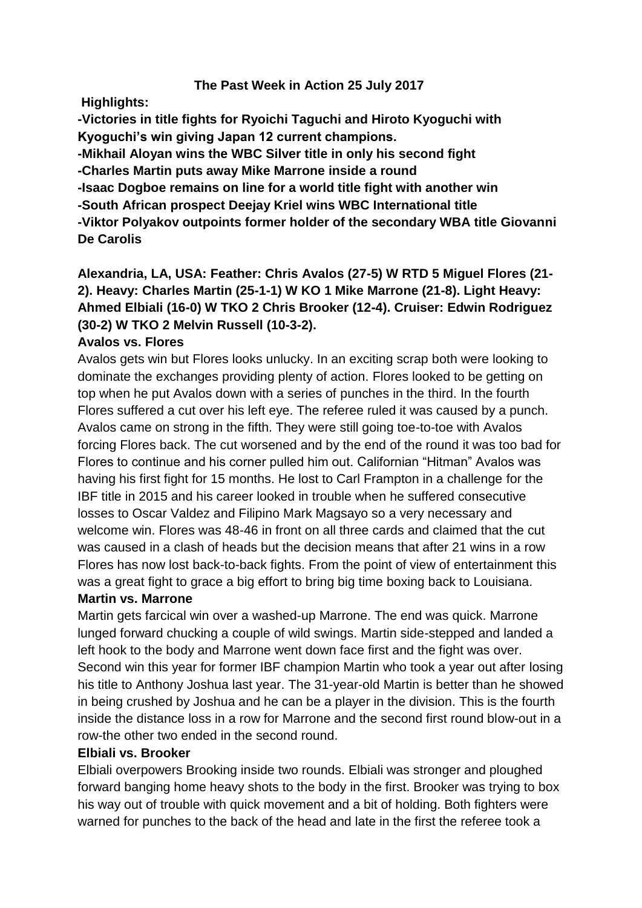# The Past Week in Action 25 July 2017

**Highlights:**

**-Victories in title fights for Ryoichi Taguchi and Hiroto Kyoguchi with Kyoguchi's win giving Japan 12 current champions.**
**-Mikhail Aloyan wins the WBC Silver title in only his second fight**
**-Charles Martin puts away Mike Marrone inside a round**
**-Isaac Dogboe remains on line for a world title fight with another win**
**-South African prospect Deejay Kriel wins WBC International title**
**-Viktor Polyakov outpoints former holder of the secondary WBA title Giovanni De Carolis**

**Alexandria, LA, USA: Feather: Chris Avalos (27-5) W RTD 5 Miguel Flores (21-2). Heavy: Charles Martin (25-1-1) W KO 1 Mike Marrone (21-8). Light Heavy: Ahmed Elbiali (16-0) W TKO 2 Chris Brooker (12-4). Cruiser: Edwin Rodriguez (30-2) W TKO 2 Melvin Russell (10-3-2).**

**Avalos vs. Flores**

Avalos gets win but Flores looks unlucky. In an exciting scrap both were looking to dominate the exchanges providing plenty of action. Flores looked to be getting on top when he put Avalos down with a series of punches in the third. In the fourth Flores suffered a cut over his left eye. The referee ruled it was caused by a punch. Avalos came on strong in the fifth. They were still going toe-to-toe with Avalos forcing Flores back. The cut worsened and by the end of the round it was too bad for Flores to continue and his corner pulled him out. Californian "Hitman" Avalos was having his first fight for 15 months. He lost to Carl Frampton in a challenge for the IBF title in 2015 and his career looked in trouble when he suffered consecutive losses to Oscar Valdez and Filipino Mark Magsayo so a very necessary and welcome win. Flores was 48-46 in front on all three cards and claimed that the cut was caused in a clash of heads but the decision means that after 21 wins in a row Flores has now lost back-to-back fights. From the point of view of entertainment this was a great fight to grace a big effort to bring big time boxing back to Louisiana.

**Martin vs. Marrone**

Martin gets farcical win over a washed-up Marrone. The end was quick. Marrone lunged forward chucking a couple of wild swings. Martin side-stepped and landed a left hook to the body and Marrone went down face first and the fight was over. Second win this year for former IBF champion Martin who took a year out after losing his title to Anthony Joshua last year. The 31-year-old Martin is better than he showed in being crushed by Joshua and he can be a player in the division. This is the fourth inside the distance loss in a row for Marrone and the second first round blow-out in a row-the other two ended in the second round.

**Elbiali vs. Brooker**

Elbiali overpowers Brooking inside two rounds. Elbiali was stronger and ploughed forward banging home heavy shots to the body in the first. Brooker was trying to box his way out of trouble with quick movement and a bit of holding. Both fighters were warned for punches to the back of the head and late in the first the referee took a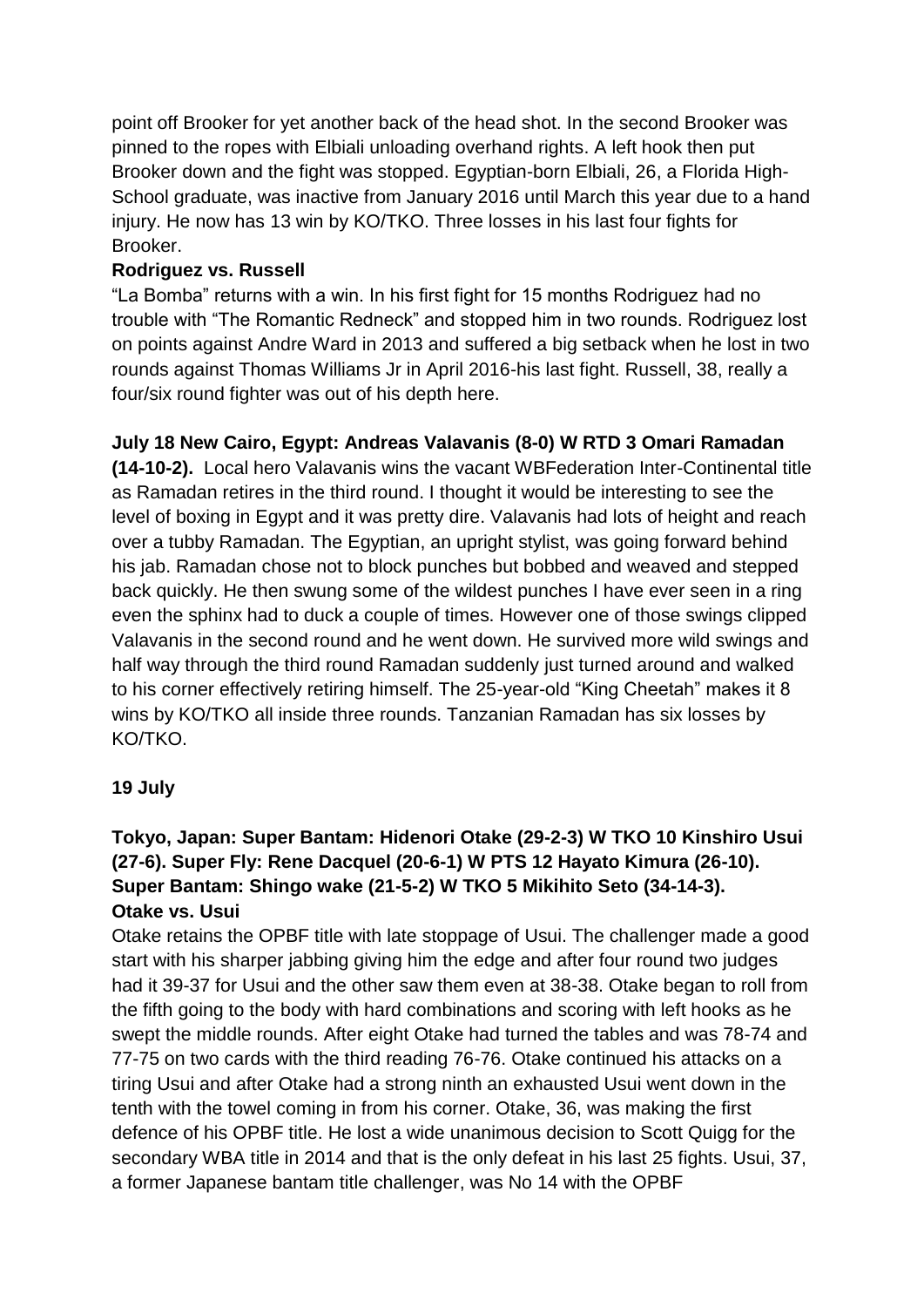point off Brooker for yet another back of the head shot. In the second Brooker was pinned to the ropes with Elbiali unloading overhand rights. A left hook then put Brooker down and the fight was stopped. Egyptian-born Elbiali, 26, a Florida High-School graduate, was inactive from January 2016 until March this year due to a hand injury. He now has 13 win by KO/TKO. Three losses in his last four fights for Brooker.

**Rodriguez vs. Russell**

"La Bomba" returns with a win. In his first fight for 15 months Rodriguez had no trouble with "The Romantic Redneck" and stopped him in two rounds. Rodriguez lost on points against Andre Ward in 2013 and suffered a big setback when he lost in two rounds against Thomas Williams Jr in April 2016-his last fight. Russell, 38, really a four/six round fighter was out of his depth here.

**July 18 New Cairo, Egypt: Andreas Valavanis (8-0) W RTD 3 Omari Ramadan (14-10-2).** Local hero Valavanis wins the vacant WBFederation Inter-Continental title as Ramadan retires in the third round. I thought it would be interesting to see the level of boxing in Egypt and it was pretty dire. Valavanis had lots of height and reach over a tubby Ramadan. The Egyptian, an upright stylist, was going forward behind his jab. Ramadan chose not to block punches but bobbed and weaved and stepped back quickly. He then swung some of the wildest punches I have ever seen in a ring even the sphinx had to duck a couple of times. However one of those swings clipped Valavanis in the second round and he went down. He survived more wild swings and half way through the third round Ramadan suddenly just turned around and walked to his corner effectively retiring himself. The 25-year-old "King Cheetah" makes it 8 wins by KO/TKO all inside three rounds. Tanzanian Ramadan has six losses by KO/TKO.

**19 July**

**Tokyo, Japan: Super Bantam: Hidenori Otake (29-2-3) W TKO 10 Kinshiro Usui (27-6). Super Fly: Rene Dacquel (20-6-1) W PTS 12 Hayato Kimura (26-10). Super Bantam: Shingo wake (21-5-2) W TKO 5 Mikihito Seto (34-14-3).**

**Otake vs. Usui**

Otake retains the OPBF title with late stoppage of Usui. The challenger made a good start with his sharper jabbing giving him the edge and after four round two judges had it 39-37 for Usui and the other saw them even at 38-38. Otake began to roll from the fifth going to the body with hard combinations and scoring with left hooks as he swept the middle rounds. After eight Otake had turned the tables and was 78-74 and 77-75 on two cards with the third reading 76-76. Otake continued his attacks on a tiring Usui and after Otake had a strong ninth an exhausted Usui went down in the tenth with the towel coming in from his corner. Otake, 36, was making the first defence of his OPBF title. He lost a wide unanimous decision to Scott Quigg for the secondary WBA title in 2014 and that is the only defeat in his last 25 fights. Usui, 37, a former Japanese bantam title challenger, was No 14 with the OPBF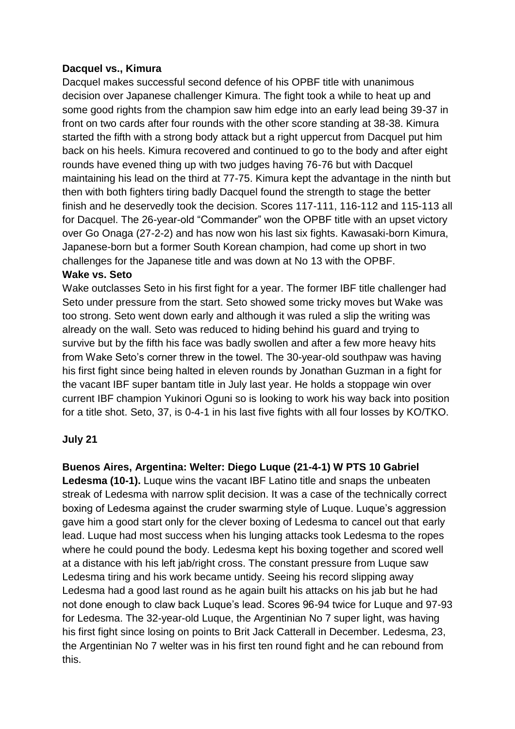**Dacquel vs., Kimura**

Dacquel makes successful second defence of his OPBF title with unanimous decision over Japanese challenger Kimura. The fight took a while to heat up and some good rights from the champion saw him edge into an early lead being 39-37 in front on two cards after four rounds with the other score standing at 38-38. Kimura started the fifth with a strong body attack but a right uppercut from Dacquel put him back on his heels. Kimura recovered and continued to go to the body and after eight rounds have evened thing up with two judges having 76-76 but with Dacquel maintaining his lead on the third at 77-75. Kimura kept the advantage in the ninth but then with both fighters tiring badly Dacquel found the strength to stage the better finish and he deservedly took the decision. Scores 117-111, 116-112 and 115-113 all for Dacquel. The 26-year-old "Commander" won the OPBF title with an upset victory over Go Onaga (27-2-2) and has now won his last six fights. Kawasaki-born Kimura, Japanese-born but a former South Korean champion, had come up short in two challenges for the Japanese title and was down at No 13 with the OPBF.

**Wake vs. Seto**

Wake outclasses Seto in his first fight for a year. The former IBF title challenger had Seto under pressure from the start. Seto showed some tricky moves but Wake was too strong. Seto went down early and although it was ruled a slip the writing was already on the wall. Seto was reduced to hiding behind his guard and trying to survive but by the fifth his face was badly swollen and after a few more heavy hits from Wake Seto's corner threw in the towel. The 30-year-old southpaw was having his first fight since being halted in eleven rounds by Jonathan Guzman in a fight for the vacant IBF super bantam title in July last year. He holds a stoppage win over current IBF champion Yukinori Oguni so is looking to work his way back into position for a title shot. Seto, 37, is 0-4-1 in his last five fights with all four losses by KO/TKO.

**July 21**

**Buenos Aires, Argentina: Welter: Diego Luque (21-4-1) W PTS 10 Gabriel Ledesma (10-1).** Luque wins the vacant IBF Latino title and snaps the unbeaten streak of Ledesma with narrow split decision. It was a case of the technically correct boxing of Ledesma against the cruder swarming style of Luque. Luque's aggression gave him a good start only for the clever boxing of Ledesma to cancel out that early lead. Luque had most success when his lunging attacks took Ledesma to the ropes where he could pound the body. Ledesma kept his boxing together and scored well at a distance with his left jab/right cross. The constant pressure from Luque saw Ledesma tiring and his work became untidy. Seeing his record slipping away Ledesma had a good last round as he again built his attacks on his jab but he had not done enough to claw back Luque's lead. Scores 96-94 twice for Luque and 97-93 for Ledesma. The 32-year-old Luque, the Argentinian No 7 super light, was having his first fight since losing on points to Brit Jack Catterall in December. Ledesma, 23, the Argentinian No 7 welter was in his first ten round fight and he can rebound from this.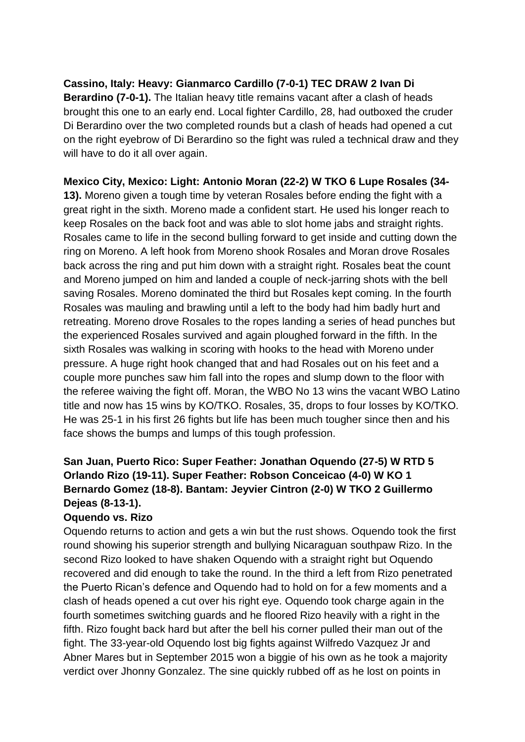**Cassino, Italy: Heavy: Gianmarco Cardillo (7-0-1) TEC DRAW 2 Ivan Di Berardino (7-0-1).** The Italian heavy title remains vacant after a clash of heads brought this one to an early end. Local fighter Cardillo, 28, had outboxed the cruder Di Berardino over the two completed rounds but a clash of heads had opened a cut on the right eyebrow of Di Berardino so the fight was ruled a technical draw and they will have to do it all over again.

**Mexico City, Mexico: Light: Antonio Moran (22-2) W TKO 6 Lupe Rosales (34-13).** Moreno given a tough time by veteran Rosales before ending the fight with a great right in the sixth. Moreno made a confident start. He used his longer reach to keep Rosales on the back foot and was able to slot home jabs and straight rights. Rosales came to life in the second bulling forward to get inside and cutting down the ring on Moreno. A left hook from Moreno shook Rosales and Moran drove Rosales back across the ring and put him down with a straight right. Rosales beat the count and Moreno jumped on him and landed a couple of neck-jarring shots with the bell saving Rosales. Moreno dominated the third but Rosales kept coming. In the fourth Rosales was mauling and brawling until a left to the body had him badly hurt and retreating. Moreno drove Rosales to the ropes landing a series of head punches but the experienced Rosales survived and again ploughed forward in the fifth. In the sixth Rosales was walking in scoring with hooks to the head with Moreno under pressure. A huge right hook changed that and had Rosales out on his feet and a couple more punches saw him fall into the ropes and slump down to the floor with the referee waiving the fight off. Moran, the WBO No 13 wins the vacant WBO Latino title and now has 15 wins by KO/TKO. Rosales, 35, drops to four losses by KO/TKO. He was 25-1 in his first 26 fights but life has been much tougher since then and his face shows the bumps and lumps of this tough profession.

**San Juan, Puerto Rico: Super Feather: Jonathan Oquendo (27-5) W RTD 5 Orlando Rizo (19-11). Super Feather: Robson Conceicao (4-0) W KO 1 Bernardo Gomez (18-8). Bantam: Jeyvier Cintron (2-0) W TKO 2 Guillermo Dejeas (8-13-1).**

**Oquendo vs. Rizo**

Oquendo returns to action and gets a win but the rust shows. Oquendo took the first round showing his superior strength and bullying Nicaraguan southpaw Rizo. In the second Rizo looked to have shaken Oquendo with a straight right but Oquendo recovered and did enough to take the round. In the third a left from Rizo penetrated the Puerto Rican's defence and Oquendo had to hold on for a few moments and a clash of heads opened a cut over his right eye. Oquendo took charge again in the fourth sometimes switching guards and he floored Rizo heavily with a right in the fifth. Rizo fought back hard but after the bell his corner pulled their man out of the fight. The 33-year-old Oquendo lost big fights against Wilfredo Vazquez Jr and Abner Mares but in September 2015 won a biggie of his own as he took a majority verdict over Jhonny Gonzalez. The sine quickly rubbed off as he lost on points in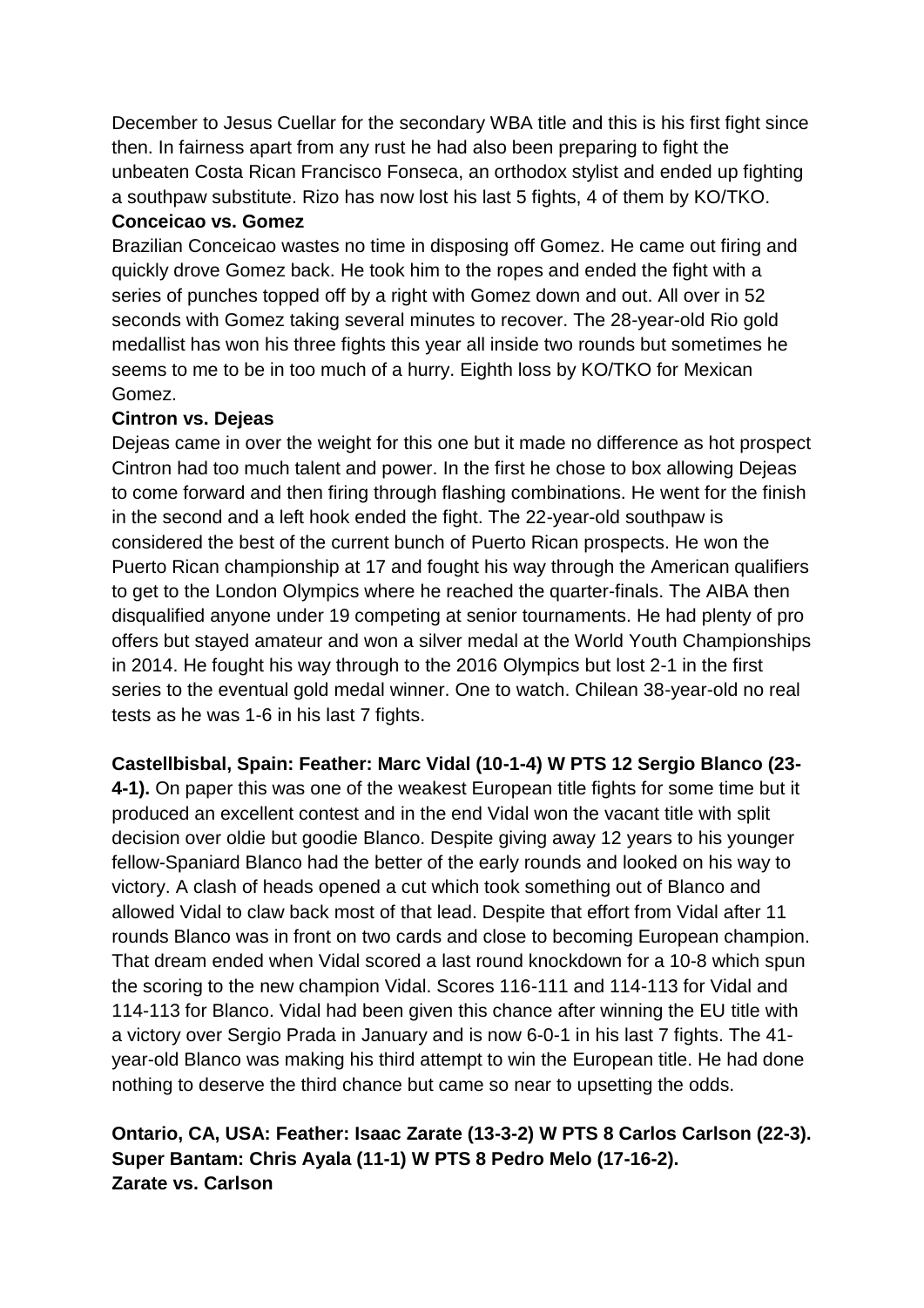December to Jesus Cuellar for the secondary WBA title and this is his first fight since then. In fairness apart from any rust he had also been preparing to fight the unbeaten Costa Rican Francisco Fonseca, an orthodox stylist and ended up fighting a southpaw substitute. Rizo has now lost his last 5 fights, 4 of them by KO/TKO.

**Conceicao vs. Gomez**

Brazilian Conceicao wastes no time in disposing off Gomez. He came out firing and quickly drove Gomez back. He took him to the ropes and ended the fight with a series of punches topped off by a right with Gomez down and out. All over in 52 seconds with Gomez taking several minutes to recover. The 28-year-old Rio gold medallist has won his three fights this year all inside two rounds but sometimes he seems to me to be in too much of a hurry. Eighth loss by KO/TKO for Mexican Gomez.

**Cintron vs. Dejeas**

Dejeas came in over the weight for this one but it made no difference as hot prospect Cintron had too much talent and power. In the first he chose to box allowing Dejeas to come forward and then firing through flashing combinations. He went for the finish in the second and a left hook ended the fight. The 22-year-old southpaw is considered the best of the current bunch of Puerto Rican prospects. He won the Puerto Rican championship at 17 and fought his way through the American qualifiers to get to the London Olympics where he reached the quarter-finals. The AIBA then disqualified anyone under 19 competing at senior tournaments. He had plenty of pro offers but stayed amateur and won a silver medal at the World Youth Championships in 2014. He fought his way through to the 2016 Olympics but lost 2-1 in the first series to the eventual gold medal winner. One to watch. Chilean 38-year-old no real tests as he was 1-6 in his last 7 fights.

**Castellbisbal, Spain: Feather: Marc Vidal (10-1-4) W PTS 12 Sergio Blanco (23-4-1).** On paper this was one of the weakest European title fights for some time but it produced an excellent contest and in the end Vidal won the vacant title with split decision over oldie but goodie Blanco. Despite giving away 12 years to his younger fellow-Spaniard Blanco had the better of the early rounds and looked on his way to victory. A clash of heads opened a cut which took something out of Blanco and allowed Vidal to claw back most of that lead. Despite that effort from Vidal after 11 rounds Blanco was in front on two cards and close to becoming European champion. That dream ended when Vidal scored a last round knockdown for a 10-8 which spun the scoring to the new champion Vidal. Scores 116-111 and 114-113 for Vidal and 114-113 for Blanco. Vidal had been given this chance after winning the EU title with a victory over Sergio Prada in January and is now 6-0-1 in his last 7 fights. The 41-year-old Blanco was making his third attempt to win the European title. He had done nothing to deserve the third chance but came so near to upsetting the odds.

**Ontario, CA, USA: Feather: Isaac Zarate (13-3-2) W PTS 8 Carlos Carlson (22-3).**
**Super Bantam: Chris Ayala (11-1) W PTS 8 Pedro Melo (17-16-2).**

**Zarate vs. Carlson**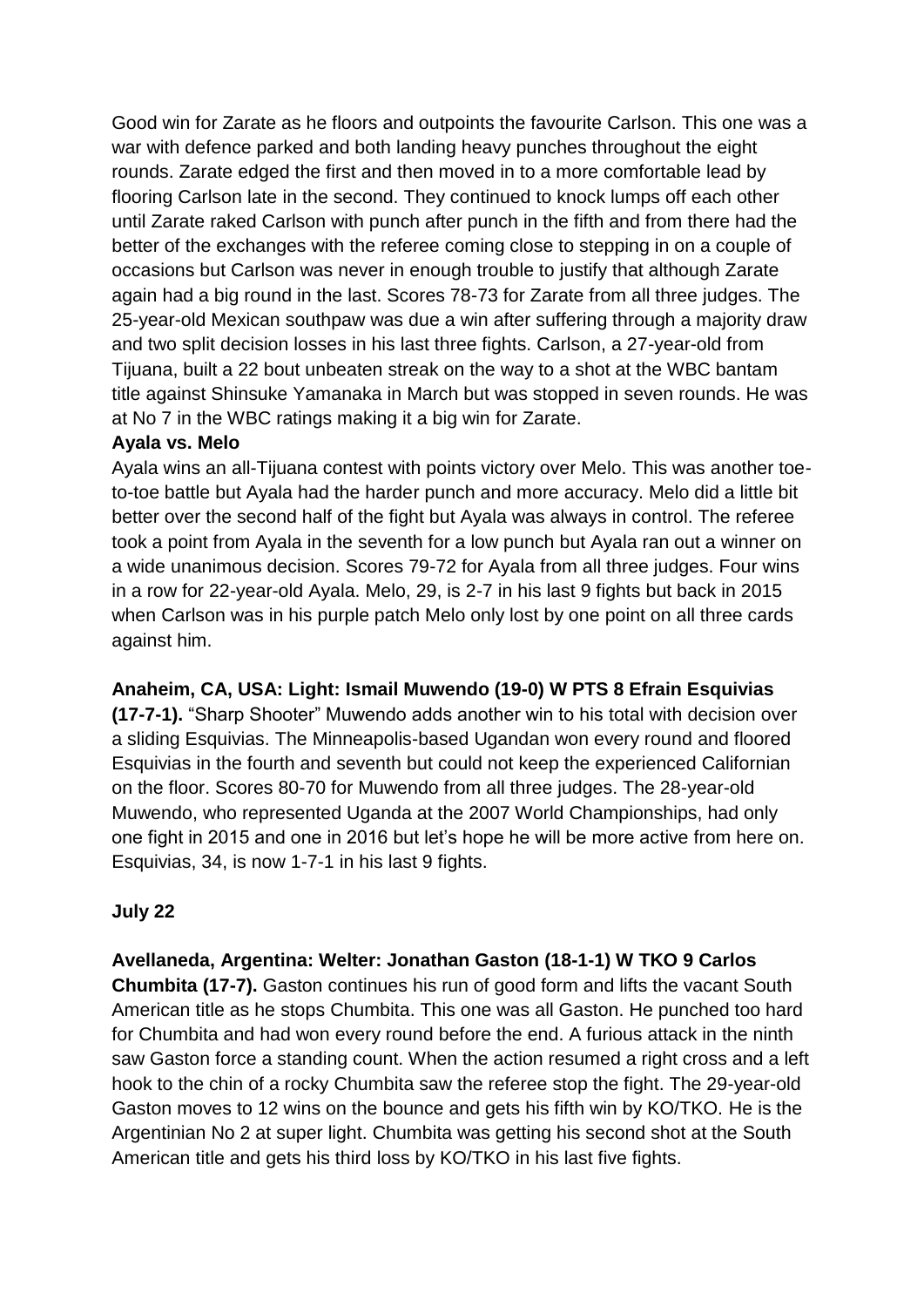Good win for Zarate as he floors and outpoints the favourite Carlson. This one was a war with defence parked and both landing heavy punches throughout the eight rounds. Zarate edged the first and then moved in to a more comfortable lead by flooring Carlson late in the second. They continued to knock lumps off each other until Zarate raked Carlson with punch after punch in the fifth and from there had the better of the exchanges with the referee coming close to stepping in on a couple of occasions but Carlson was never in enough trouble to justify that although Zarate again had a big round in the last. Scores 78-73 for Zarate from all three judges. The 25-year-old Mexican southpaw was due a win after suffering through a majority draw and two split decision losses in his last three fights. Carlson, a 27-year-old from Tijuana, built a 22 bout unbeaten streak on the way to a shot at the WBC bantam title against Shinsuke Yamanaka in March but was stopped in seven rounds. He was at No 7 in the WBC ratings making it a big win for Zarate.

**Ayala vs. Melo**

Ayala wins an all-Tijuana contest with points victory over Melo. This was another toe-to-toe battle but Ayala had the harder punch and more accuracy. Melo did a little bit better over the second half of the fight but Ayala was always in control. The referee took a point from Ayala in the seventh for a low punch but Ayala ran out a winner on a wide unanimous decision. Scores 79-72 for Ayala from all three judges. Four wins in a row for 22-year-old Ayala. Melo, 29, is 2-7 in his last 9 fights but back in 2015 when Carlson was in his purple patch Melo only lost by one point on all three cards against him.

**Anaheim, CA, USA: Light: Ismail Muwendo (19-0) W PTS 8 Efrain Esquivias (17-7-1).** "Sharp Shooter" Muwendo adds another win to his total with decision over a sliding Esquivias. The Minneapolis-based Ugandan won every round and floored Esquivias in the fourth and seventh but could not keep the experienced Californian on the floor. Scores 80-70 for Muwendo from all three judges. The 28-year-old Muwendo, who represented Uganda at the 2007 World Championships, had only one fight in 2015 and one in 2016 but let's hope he will be more active from here on. Esquivias, 34, is now 1-7-1 in his last 9 fights.

**July 22**

**Avellaneda, Argentina: Welter: Jonathan Gaston (18-1-1) W TKO 9 Carlos Chumbita (17-7).** Gaston continues his run of good form and lifts the vacant South American title as he stops Chumbita. This one was all Gaston. He punched too hard for Chumbita and had won every round before the end. A furious attack in the ninth saw Gaston force a standing count. When the action resumed a right cross and a left hook to the chin of a rocky Chumbita saw the referee stop the fight. The 29-year-old Gaston moves to 12 wins on the bounce and gets his fifth win by KO/TKO. He is the Argentinian No 2 at super light. Chumbita was getting his second shot at the South American title and gets his third loss by KO/TKO in his last five fights.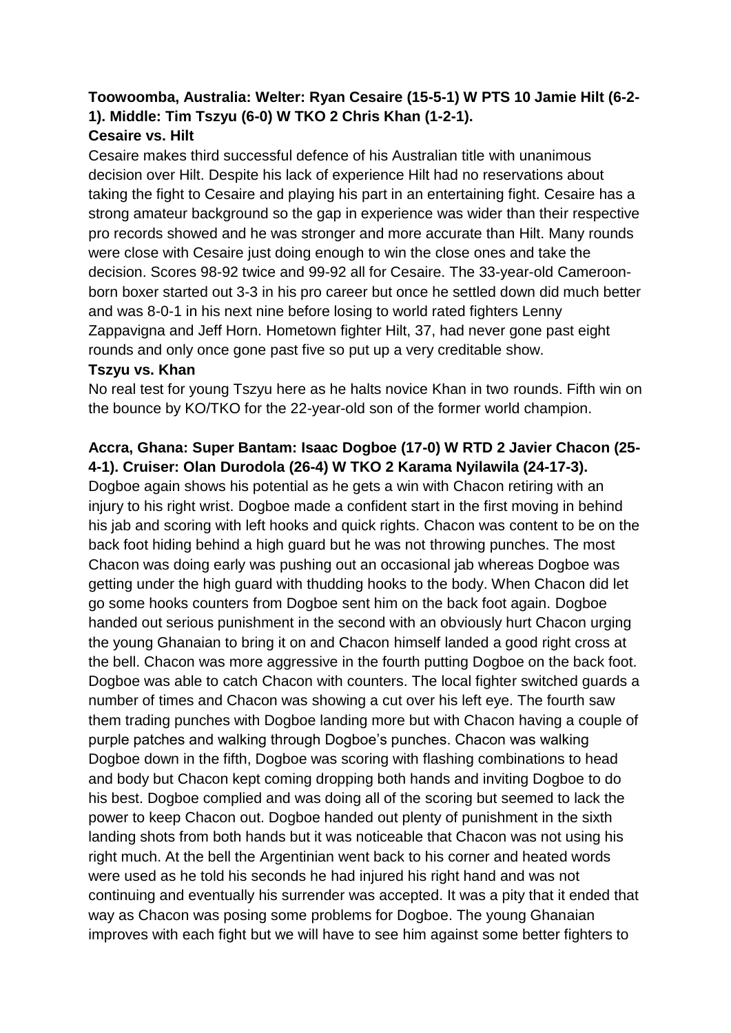**Toowoomba, Australia: Welter: Ryan Cesaire (15-5-1) W PTS 10 Jamie Hilt (6-2-1). Middle: Tim Tszyu (6-0) W TKO 2 Chris Khan (1-2-1).**

**Cesaire vs. Hilt**

Cesaire makes third successful defence of his Australian title with unanimous decision over Hilt. Despite his lack of experience Hilt had no reservations about taking the fight to Cesaire and playing his part in an entertaining fight. Cesaire has a strong amateur background so the gap in experience was wider than their respective pro records showed and he was stronger and more accurate than Hilt. Many rounds were close with Cesaire just doing enough to win the close ones and take the decision. Scores 98-92 twice and 99-92 all for Cesaire. The 33-year-old Cameroon-born boxer started out 3-3 in his pro career but once he settled down did much better and was 8-0-1 in his next nine before losing to world rated fighters Lenny Zappavigna and Jeff Horn. Hometown fighter Hilt, 37, had never gone past eight rounds and only once gone past five so put up a very creditable show.

**Tszyu vs. Khan**

No real test for young Tszyu here as he halts novice Khan in two rounds. Fifth win on the bounce by KO/TKO for the 22-year-old son of the former world champion.

**Accra, Ghana: Super Bantam: Isaac Dogboe (17-0) W RTD 2 Javier Chacon (25-4-1). Cruiser: Olan Durodola (26-4) W TKO 2 Karama Nyilawila (24-17-3).**

Dogboe again shows his potential as he gets a win with Chacon retiring with an injury to his right wrist. Dogboe made a confident start in the first moving in behind his jab and scoring with left hooks and quick rights. Chacon was content to be on the back foot hiding behind a high guard but he was not throwing punches. The most Chacon was doing early was pushing out an occasional jab whereas Dogboe was getting under the high guard with thudding hooks to the body. When Chacon did let go some hooks counters from Dogboe sent him on the back foot again. Dogboe handed out serious punishment in the second with an obviously hurt Chacon urging the young Ghanaian to bring it on and Chacon himself landed a good right cross at the bell. Chacon was more aggressive in the fourth putting Dogboe on the back foot. Dogboe was able to catch Chacon with counters. The local fighter switched guards a number of times and Chacon was showing a cut over his left eye. The fourth saw them trading punches with Dogboe landing more but with Chacon having a couple of purple patches and walking through Dogboe's punches. Chacon was walking Dogboe down in the fifth, Dogboe was scoring with flashing combinations to head and body but Chacon kept coming dropping both hands and inviting Dogboe to do his best. Dogboe complied and was doing all of the scoring but seemed to lack the power to keep Chacon out. Dogboe handed out plenty of punishment in the sixth landing shots from both hands but it was noticeable that Chacon was not using his right much. At the bell the Argentinian went back to his corner and heated words were used as he told his seconds he had injured his right hand and was not continuing and eventually his surrender was accepted. It was a pity that it ended that way as Chacon was posing some problems for Dogboe. The young Ghanaian improves with each fight but we will have to see him against some better fighters to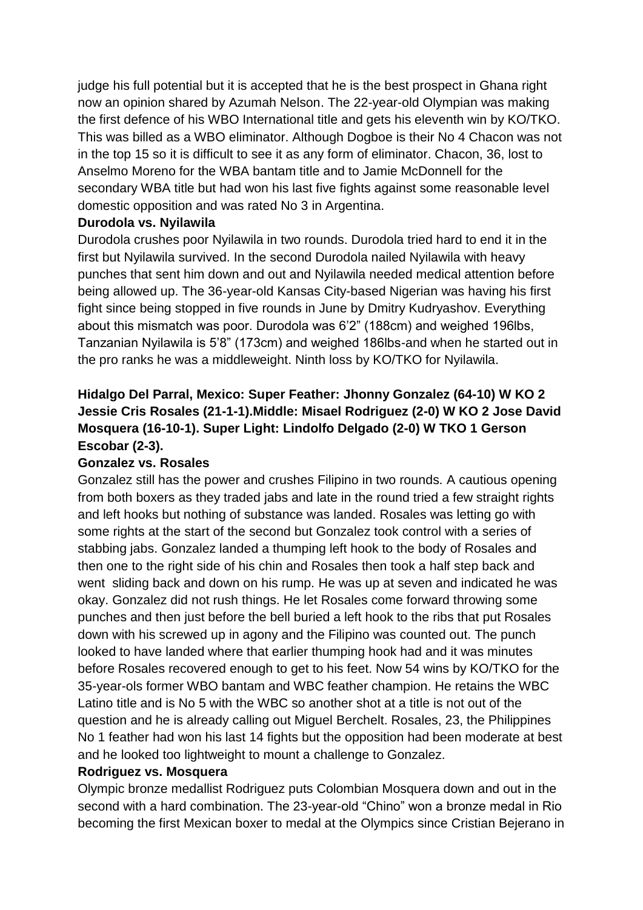judge his full potential but it is accepted that he is the best prospect in Ghana right now an opinion shared by Azumah Nelson. The 22-year-old Olympian was making the first defence of his WBO International title and gets his eleventh win by KO/TKO. This was billed as a WBO eliminator. Although Dogboe is their No 4 Chacon was not in the top 15 so it is difficult to see it as any form of eliminator. Chacon, 36, lost to Anselmo Moreno for the WBA bantam title and to Jamie McDonnell for the secondary WBA title but had won his last five fights against some reasonable level domestic opposition and was rated No 3 in Argentina.

**Durodola vs. Nyilawila**

Durodola crushes poor Nyilawila in two rounds. Durodola tried hard to end it in the first but Nyilawila survived. In the second Durodola nailed Nyilawila with heavy punches that sent him down and out and Nyilawila needed medical attention before being allowed up. The 36-year-old Kansas City-based Nigerian was having his first fight since being stopped in five rounds in June by Dmitry Kudryashov. Everything about this mismatch was poor. Durodola was 6'2" (188cm) and weighed 196lbs, Tanzanian Nyilawila is 5'8" (173cm) and weighed 186lbs-and when he started out in the pro ranks he was a middleweight. Ninth loss by KO/TKO for Nyilawila.

**Hidalgo Del Parral, Mexico: Super Feather: Jhonny Gonzalez (64-10) W KO 2 Jessie Cris Rosales (21-1-1).Middle: Misael Rodriguez (2-0) W KO 2 Jose David Mosquera (16-10-1). Super Light: Lindolfo Delgado (2-0) W TKO 1 Gerson Escobar (2-3).**

**Gonzalez vs. Rosales**

Gonzalez still has the power and crushes Filipino in two rounds. A cautious opening from both boxers as they traded jabs and late in the round tried a few straight rights and left hooks but nothing of substance was landed. Rosales was letting go with some rights at the start of the second but Gonzalez took control with a series of stabbing jabs. Gonzalez landed a thumping left hook to the body of Rosales and then one to the right side of his chin and Rosales then took a half step back and went sliding back and down on his rump. He was up at seven and indicated he was okay. Gonzalez did not rush things. He let Rosales come forward throwing some punches and then just before the bell buried a left hook to the ribs that put Rosales down with his screwed up in agony and the Filipino was counted out. The punch looked to have landed where that earlier thumping hook had and it was minutes before Rosales recovered enough to get to his feet. Now 54 wins by KO/TKO for the 35-year-ols former WBO bantam and WBC feather champion. He retains the WBC Latino title and is No 5 with the WBC so another shot at a title is not out of the question and he is already calling out Miguel Berchelt. Rosales, 23, the Philippines No 1 feather had won his last 14 fights but the opposition had been moderate at best and he looked too lightweight to mount a challenge to Gonzalez.

**Rodriguez vs. Mosquera**

Olympic bronze medallist Rodriguez puts Colombian Mosquera down and out in the second with a hard combination. The 23-year-old "Chino" won a bronze medal in Rio becoming the first Mexican boxer to medal at the Olympics since Cristian Bejerano in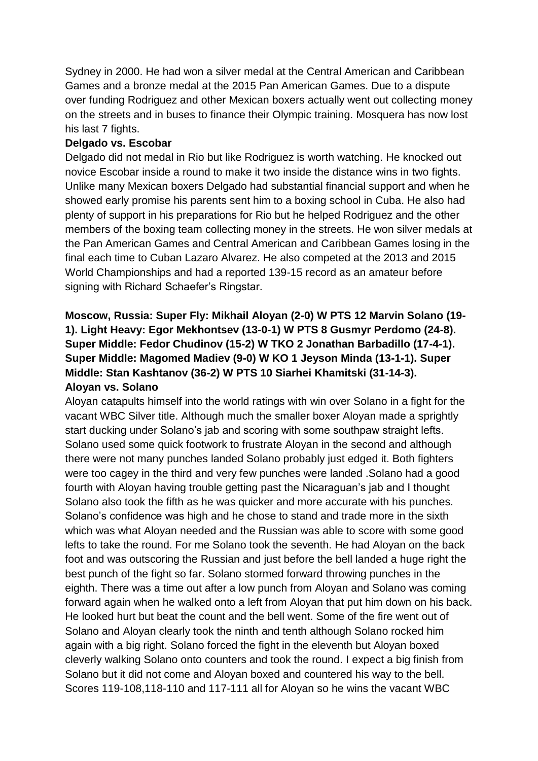Sydney in 2000. He had won a silver medal at the Central American and Caribbean Games and a bronze medal at the 2015 Pan American Games. Due to a dispute over funding Rodriguez and other Mexican boxers actually went out collecting money on the streets and in buses to finance their Olympic training. Mosquera has now lost his last 7 fights.

**Delgado vs. Escobar**

Delgado did not medal in Rio but like Rodriguez is worth watching. He knocked out novice Escobar inside a round to make it two inside the distance wins in two fights. Unlike many Mexican boxers Delgado had substantial financial support and when he showed early promise his parents sent him to a boxing school in Cuba. He also had plenty of support in his preparations for Rio but he helped Rodriguez and the other members of the boxing team collecting money in the streets. He won silver medals at the Pan American Games and Central American and Caribbean Games losing in the final each time to Cuban Lazaro Alvarez. He also competed at the 2013 and 2015 World Championships and had a reported 139-15 record as an amateur before signing with Richard Schaefer's Ringstar.

**Moscow, Russia: Super Fly: Mikhail Aloyan (2-0) W PTS 12 Marvin Solano (19-1). Light Heavy: Egor Mekhontsev (13-0-1) W PTS 8 Gusmyr Perdomo (24-8). Super Middle: Fedor Chudinov (15-2) W TKO 2 Jonathan Barbadillo (17-4-1). Super Middle: Magomed Madiev (9-0) W KO 1 Jeyson Minda (13-1-1). Super Middle: Stan Kashtanov (36-2) W PTS 10 Siarhei Khamitski (31-14-3).**

**Aloyan vs. Solano**

Aloyan catapults himself into the world ratings with win over Solano in a fight for the vacant WBC Silver title. Although much the smaller boxer Aloyan made a sprightly start ducking under Solano's jab and scoring with some southpaw straight lefts. Solano used some quick footwork to frustrate Aloyan in the second and although there were not many punches landed Solano probably just edged it. Both fighters were too cagey in the third and very few punches were landed .Solano had a good fourth with Aloyan having trouble getting past the Nicaraguan's jab and I thought Solano also took the fifth as he was quicker and more accurate with his punches. Solano's confidence was high and he chose to stand and trade more in the sixth which was what Aloyan needed and the Russian was able to score with some good lefts to take the round. For me Solano took the seventh. He had Aloyan on the back foot and was outscoring the Russian and just before the bell landed a huge right the best punch of the fight so far. Solano stormed forward throwing punches in the eighth. There was a time out after a low punch from Aloyan and Solano was coming forward again when he walked onto a left from Aloyan that put him down on his back. He looked hurt but beat the count and the bell went. Some of the fire went out of Solano and Aloyan clearly took the ninth and tenth although Solano rocked him again with a big right. Solano forced the fight in the eleventh but Aloyan boxed cleverly walking Solano onto counters and took the round. I expect a big finish from Solano but it did not come and Aloyan boxed and countered his way to the bell. Scores 119-108,118-110 and 117-111 all for Aloyan so he wins the vacant WBC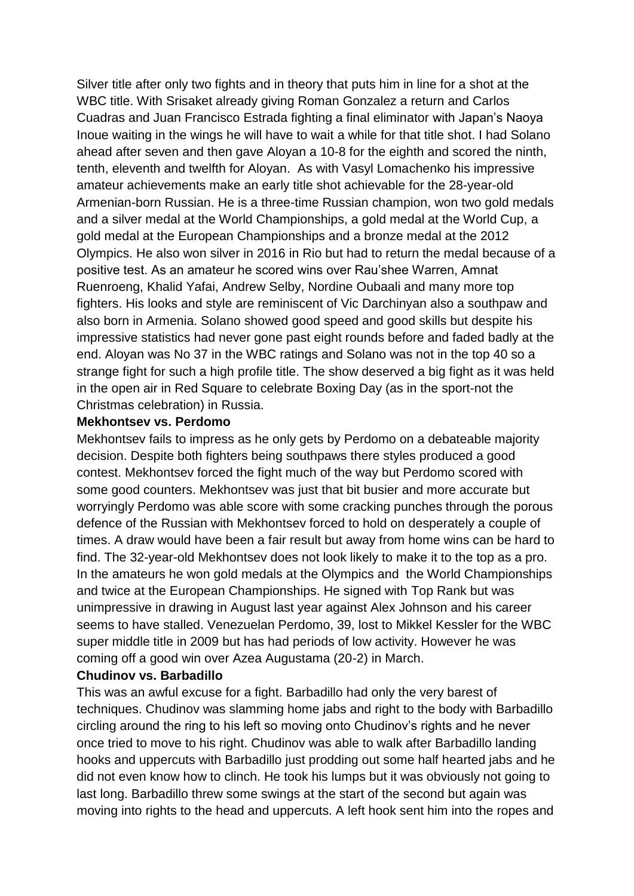Silver title after only two fights and in theory that puts him in line for a shot at the WBC title. With Srisaket already giving Roman Gonzalez a return and Carlos Cuadras and Juan Francisco Estrada fighting a final eliminator with Japan's Naoya Inoue waiting in the wings he will have to wait a while for that title shot. I had Solano ahead after seven and then gave Aloyan a 10-8 for the eighth and scored the ninth, tenth, eleventh and twelfth for Aloyan. As with Vasyl Lomachenko his impressive amateur achievements make an early title shot achievable for the 28-year-old Armenian-born Russian. He is a three-time Russian champion, won two gold medals and a silver medal at the World Championships, a gold medal at the World Cup, a gold medal at the European Championships and a bronze medal at the 2012 Olympics. He also won silver in 2016 in Rio but had to return the medal because of a positive test. As an amateur he scored wins over Rau'shee Warren, Amnat Ruenroeng, Khalid Yafai, Andrew Selby, Nordine Oubaali and many more top fighters. His looks and style are reminiscent of Vic Darchinyan also a southpaw and also born in Armenia. Solano showed good speed and good skills but despite his impressive statistics had never gone past eight rounds before and faded badly at the end. Aloyan was No 37 in the WBC ratings and Solano was not in the top 40 so a strange fight for such a high profile title. The show deserved a big fight as it was held in the open air in Red Square to celebrate Boxing Day (as in the sport-not the Christmas celebration) in Russia.

**Mekhontsev vs. Perdomo**

Mekhontsev fails to impress as he only gets by Perdomo on a debateable majority decision. Despite both fighters being southpaws there styles produced a good contest. Mekhontsev forced the fight much of the way but Perdomo scored with some good counters. Mekhontsev was just that bit busier and more accurate but worryingly Perdomo was able score with some cracking punches through the porous defence of the Russian with Mekhontsev forced to hold on desperately a couple of times. A draw would have been a fair result but away from home wins can be hard to find. The 32-year-old Mekhontsev does not look likely to make it to the top as a pro. In the amateurs he won gold medals at the Olympics and the World Championships and twice at the European Championships. He signed with Top Rank but was unimpressive in drawing in August last year against Alex Johnson and his career seems to have stalled. Venezuelan Perdomo, 39, lost to Mikkel Kessler for the WBC super middle title in 2009 but has had periods of low activity. However he was coming off a good win over Azea Augustama (20-2) in March.

**Chudinov vs. Barbadillo**

This was an awful excuse for a fight. Barbadillo had only the very barest of techniques. Chudinov was slamming home jabs and right to the body with Barbadillo circling around the ring to his left so moving onto Chudinov's rights and he never once tried to move to his right. Chudinov was able to walk after Barbadillo landing hooks and uppercuts with Barbadillo just prodding out some half hearted jabs and he did not even know how to clinch. He took his lumps but it was obviously not going to last long. Barbadillo threw some swings at the start of the second but again was moving into rights to the head and uppercuts. A left hook sent him into the ropes and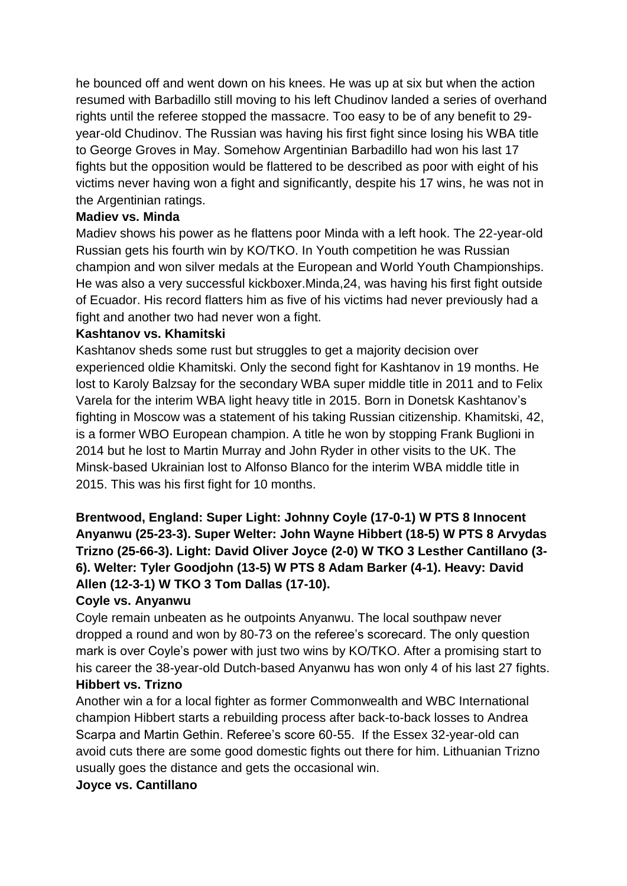he bounced off and went down on his knees. He was up at six but when the action resumed with Barbadillo still moving to his left Chudinov landed a series of overhand rights until the referee stopped the massacre. Too easy to be of any benefit to 29-year-old Chudinov. The Russian was having his first fight since losing his WBA title to George Groves in May. Somehow Argentinian Barbadillo had won his last 17 fights but the opposition would be flattered to be described as poor with eight of his victims never having won a fight and significantly, despite his 17 wins, he was not in the Argentinian ratings.

**Madiev vs. Minda**

Madiev shows his power as he flattens poor Minda with a left hook. The 22-year-old Russian gets his fourth win by KO/TKO. In Youth competition he was Russian champion and won silver medals at the European and World Youth Championships. He was also a very successful kickboxer.Minda,24, was having his first fight outside of Ecuador. His record flatters him as five of his victims had never previously had a fight and another two had never won a fight.

**Kashtanov vs. Khamitski**

Kashtanov sheds some rust but struggles to get a majority decision over experienced oldie Khamitski. Only the second fight for Kashtanov in 19 months. He lost to Karoly Balzsay for the secondary WBA super middle title in 2011 and to Felix Varela for the interim WBA light heavy title in 2015. Born in Donetsk Kashtanov's fighting in Moscow was a statement of his taking Russian citizenship. Khamitski, 42, is a former WBO European champion. A title he won by stopping Frank Buglioni in 2014 but he lost to Martin Murray and John Ryder in other visits to the UK. The Minsk-based Ukrainian lost to Alfonso Blanco for the interim WBA middle title in 2015. This was his first fight for 10 months.

**Brentwood, England: Super Light: Johnny Coyle (17-0-1) W PTS 8 Innocent Anyanwu (25-23-3). Super Welter: John Wayne Hibbert (18-5) W PTS 8 Arvydas Trizno (25-66-3). Light: David Oliver Joyce (2-0) W TKO 3 Lesther Cantillano (3-6). Welter: Tyler Goodjohn (13-5) W PTS 8 Adam Barker (4-1). Heavy: David Allen (12-3-1) W TKO 3 Tom Dallas (17-10).**

**Coyle vs. Anyanwu**

Coyle remain unbeaten as he outpoints Anyanwu. The local southpaw never dropped a round and won by 80-73 on the referee's scorecard. The only question mark is over Coyle's power with just two wins by KO/TKO. After a promising start to his career the 38-year-old Dutch-based Anyanwu has won only 4 of his last 27 fights.

**Hibbert vs. Trizno**

Another win a for a local fighter as former Commonwealth and WBC International champion Hibbert starts a rebuilding process after back-to-back losses to Andrea Scarpa and Martin Gethin. Referee's score 60-55. If the Essex 32-year-old can avoid cuts there are some good domestic fights out there for him. Lithuanian Trizno usually goes the distance and gets the occasional win.

**Joyce vs. Cantillano**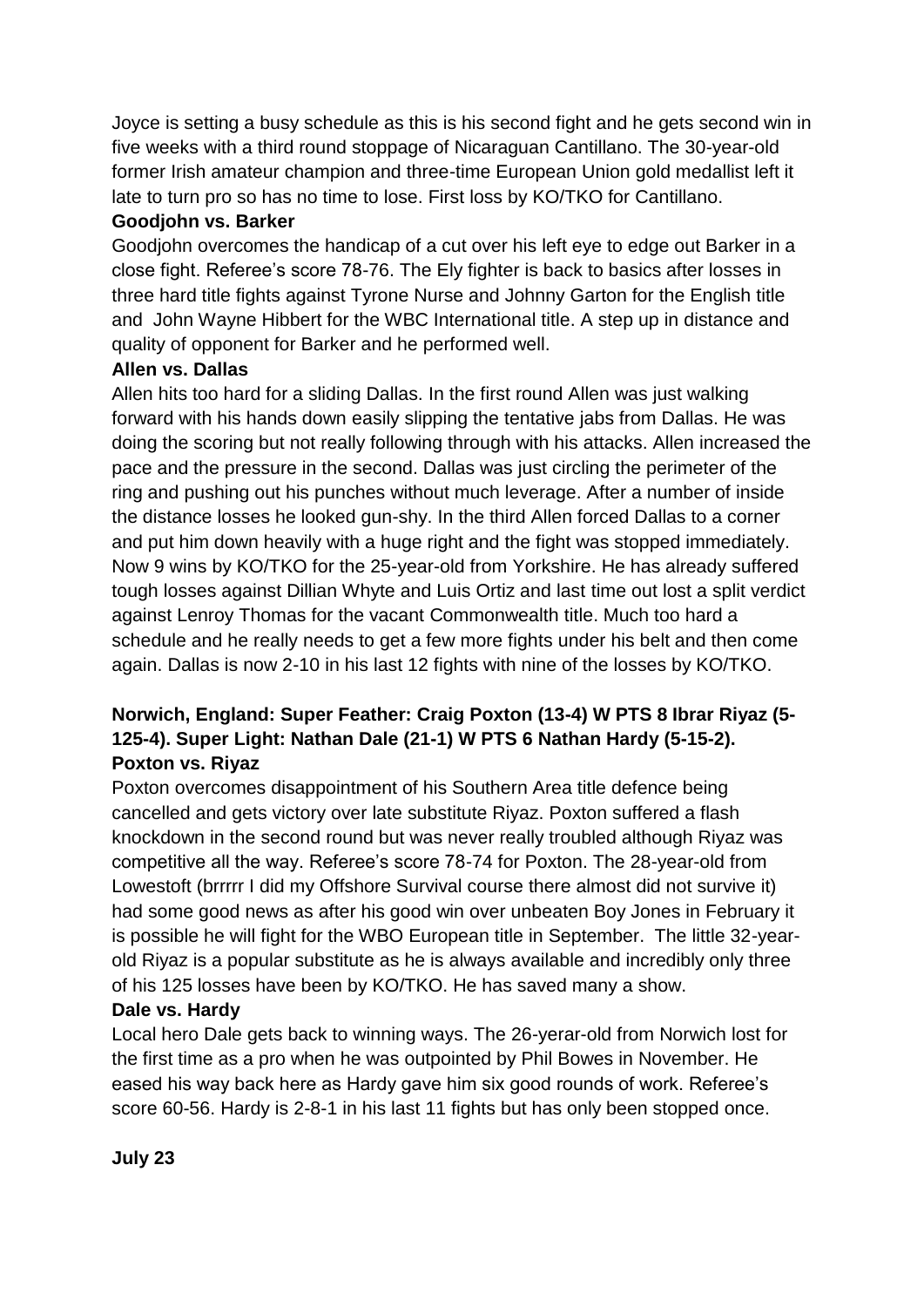Joyce is setting a busy schedule as this is his second fight and he gets second win in five weeks with a third round stoppage of Nicaraguan Cantillano. The 30-year-old former Irish amateur champion and three-time European Union gold medallist left it late to turn pro so has no time to lose. First loss by KO/TKO for Cantillano.

**Goodjohn vs. Barker**

Goodjohn overcomes the handicap of a cut over his left eye to edge out Barker in a close fight. Referee's score 78-76. The Ely fighter is back to basics after losses in three hard title fights against Tyrone Nurse and Johnny Garton for the English title and John Wayne Hibbert for the WBC International title. A step up in distance and quality of opponent for Barker and he performed well.

**Allen vs. Dallas**

Allen hits too hard for a sliding Dallas. In the first round Allen was just walking forward with his hands down easily slipping the tentative jabs from Dallas. He was doing the scoring but not really following through with his attacks. Allen increased the pace and the pressure in the second. Dallas was just circling the perimeter of the ring and pushing out his punches without much leverage. After a number of inside the distance losses he looked gun-shy. In the third Allen forced Dallas to a corner and put him down heavily with a huge right and the fight was stopped immediately. Now 9 wins by KO/TKO for the 25-year-old from Yorkshire. He has already suffered tough losses against Dillian Whyte and Luis Ortiz and last time out lost a split verdict against Lenroy Thomas for the vacant Commonwealth title. Much too hard a schedule and he really needs to get a few more fights under his belt and then come again. Dallas is now 2-10 in his last 12 fights with nine of the losses by KO/TKO.

**Norwich, England: Super Feather: Craig Poxton (13-4) W PTS 8 Ibrar Riyaz (5-125-4). Super Light: Nathan Dale (21-1) W PTS 6 Nathan Hardy (5-15-2).**

**Poxton vs. Riyaz**

Poxton overcomes disappointment of his Southern Area title defence being cancelled and gets victory over late substitute Riyaz. Poxton suffered a flash knockdown in the second round but was never really troubled although Riyaz was competitive all the way. Referee's score 78-74 for Poxton. The 28-year-old from Lowestoft (brrrrr I did my Offshore Survival course there almost did not survive it) had some good news as after his good win over unbeaten Boy Jones in February it is possible he will fight for the WBO European title in September. The little 32-year-old Riyaz is a popular substitute as he is always available and incredibly only three of his 125 losses have been by KO/TKO. He has saved many a show.

**Dale vs. Hardy**

Local hero Dale gets back to winning ways. The 26-yerar-old from Norwich lost for the first time as a pro when he was outpointed by Phil Bowes in November. He eased his way back here as Hardy gave him six good rounds of work. Referee's score 60-56. Hardy is 2-8-1 in his last 11 fights but has only been stopped once.

**July 23**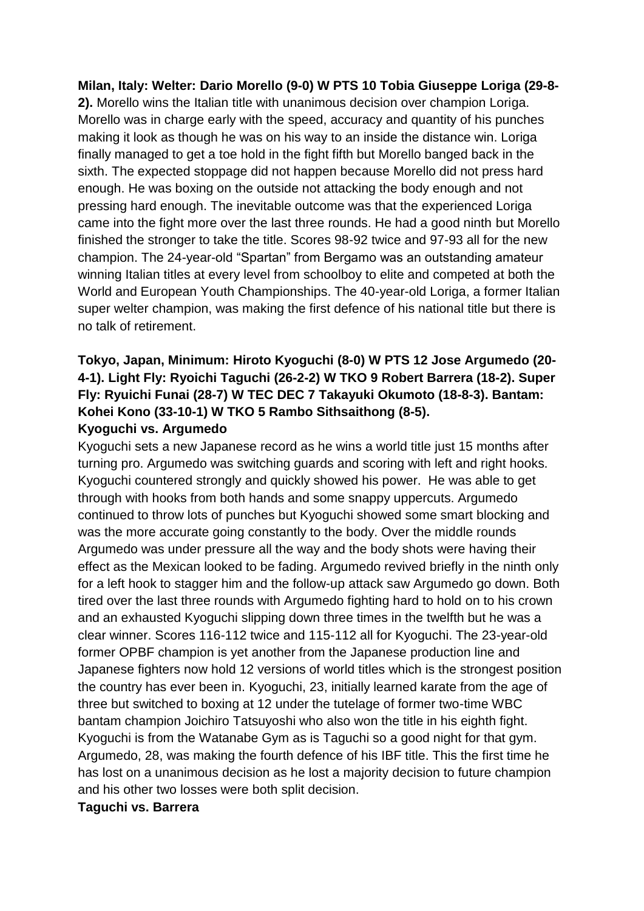**Milan, Italy: Welter: Dario Morello (9-0) W PTS 10 Tobia Giuseppe Loriga (29-8-2).** Morello wins the Italian title with unanimous decision over champion Loriga. Morello was in charge early with the speed, accuracy and quantity of his punches making it look as though he was on his way to an inside the distance win. Loriga finally managed to get a toe hold in the fight fifth but Morello banged back in the sixth. The expected stoppage did not happen because Morello did not press hard enough. He was boxing on the outside not attacking the body enough and not pressing hard enough. The inevitable outcome was that the experienced Loriga came into the fight more over the last three rounds. He had a good ninth but Morello finished the stronger to take the title. Scores 98-92 twice and 97-93 all for the new champion. The 24-year-old "Spartan" from Bergamo was an outstanding amateur winning Italian titles at every level from schoolboy to elite and competed at both the World and European Youth Championships. The 40-year-old Loriga, a former Italian super welter champion, was making the first defence of his national title but there is no talk of retirement.

**Tokyo, Japan, Minimum: Hiroto Kyoguchi (8-0) W PTS 12 Jose Argumedo (20-4-1). Light Fly: Ryoichi Taguchi (26-2-2) W TKO 9 Robert Barrera (18-2). Super Fly: Ryuichi Funai (28-7) W TEC DEC 7 Takayuki Okumoto (18-8-3). Bantam: Kohei Kono (33-10-1) W TKO 5 Rambo Sithsaithong (8-5).**

**Kyoguchi vs. Argumedo**

Kyoguchi sets a new Japanese record as he wins a world title just 15 months after turning pro. Argumedo was switching guards and scoring with left and right hooks. Kyoguchi countered strongly and quickly showed his power. He was able to get through with hooks from both hands and some snappy uppercuts. Argumedo continued to throw lots of punches but Kyoguchi showed some smart blocking and was the more accurate going constantly to the body. Over the middle rounds Argumedo was under pressure all the way and the body shots were having their effect as the Mexican looked to be fading. Argumedo revived briefly in the ninth only for a left hook to stagger him and the follow-up attack saw Argumedo go down. Both tired over the last three rounds with Argumedo fighting hard to hold on to his crown and an exhausted Kyoguchi slipping down three times in the twelfth but he was a clear winner. Scores 116-112 twice and 115-112 all for Kyoguchi. The 23-year-old former OPBF champion is yet another from the Japanese production line and Japanese fighters now hold 12 versions of world titles which is the strongest position the country has ever been in. Kyoguchi, 23, initially learned karate from the age of three but switched to boxing at 12 under the tutelage of former two-time WBC bantam champion Joichiro Tatsuyoshi who also won the title in his eighth fight. Kyoguchi is from the Watanabe Gym as is Taguchi so a good night for that gym. Argumedo, 28, was making the fourth defence of his IBF title. This the first time he has lost on a unanimous decision as he lost a majority decision to future champion and his other two losses were both split decision.

**Taguchi vs. Barrera**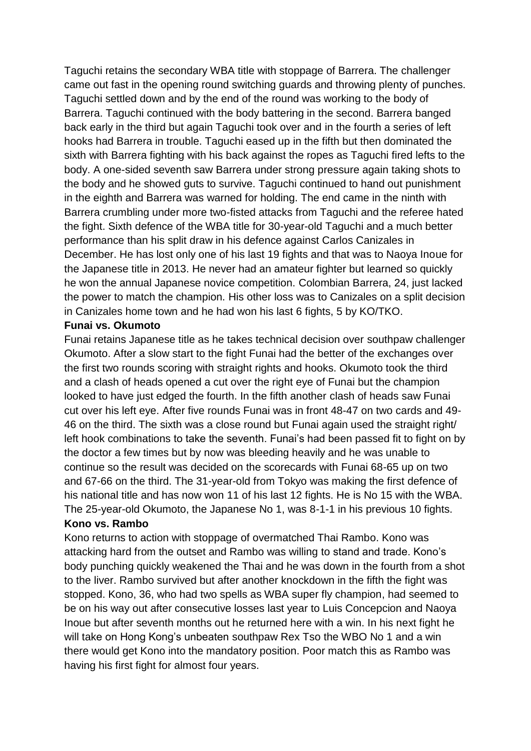Taguchi retains the secondary WBA title with stoppage of Barrera. The challenger came out fast in the opening round switching guards and throwing plenty of punches. Taguchi settled down and by the end of the round was working to the body of Barrera. Taguchi continued with the body battering in the second. Barrera banged back early in the third but again Taguchi took over and in the fourth a series of left hooks had Barrera in trouble. Taguchi eased up in the fifth but then dominated the sixth with Barrera fighting with his back against the ropes as Taguchi fired lefts to the body. A one-sided seventh saw Barrera under strong pressure again taking shots to the body and he showed guts to survive. Taguchi continued to hand out punishment in the eighth and Barrera was warned for holding. The end came in the ninth with Barrera crumbling under more two-fisted attacks from Taguchi and the referee hated the fight. Sixth defence of the WBA title for 30-year-old Taguchi and a much better performance than his split draw in his defence against Carlos Canizales in December. He has lost only one of his last 19 fights and that was to Naoya Inoue for the Japanese title in 2013. He never had an amateur fighter but learned so quickly he won the annual Japanese novice competition. Colombian Barrera, 24, just lacked the power to match the champion. His other loss was to Canizales on a split decision in Canizales home town and he had won his last 6 fights, 5 by KO/TKO.

**Funai vs. Okumoto**

Funai retains Japanese title as he takes technical decision over southpaw challenger Okumoto. After a slow start to the fight Funai had the better of the exchanges over the first two rounds scoring with straight rights and hooks. Okumoto took the third and a clash of heads opened a cut over the right eye of Funai but the champion looked to have just edged the fourth. In the fifth another clash of heads saw Funai cut over his left eye. After five rounds Funai was in front 48-47 on two cards and 49-46 on the third. The sixth was a close round but Funai again used the straight right/ left hook combinations to take the seventh. Funai's had been passed fit to fight on by the doctor a few times but by now was bleeding heavily and he was unable to continue so the result was decided on the scorecards with Funai 68-65 up on two and 67-66 on the third. The 31-year-old from Tokyo was making the first defence of his national title and has now won 11 of his last 12 fights. He is No 15 with the WBA. The 25-year-old Okumoto, the Japanese No 1, was 8-1-1 in his previous 10 fights.

**Kono vs. Rambo**

Kono returns to action with stoppage of overmatched Thai Rambo. Kono was attacking hard from the outset and Rambo was willing to stand and trade. Kono's body punching quickly weakened the Thai and he was down in the fourth from a shot to the liver. Rambo survived but after another knockdown in the fifth the fight was stopped. Kono, 36, who had two spells as WBA super fly champion, had seemed to be on his way out after consecutive losses last year to Luis Concepcion and Naoya Inoue but after seventh months out he returned here with a win. In his next fight he will take on Hong Kong's unbeaten southpaw Rex Tso the WBO No 1 and a win there would get Kono into the mandatory position. Poor match this as Rambo was having his first fight for almost four years.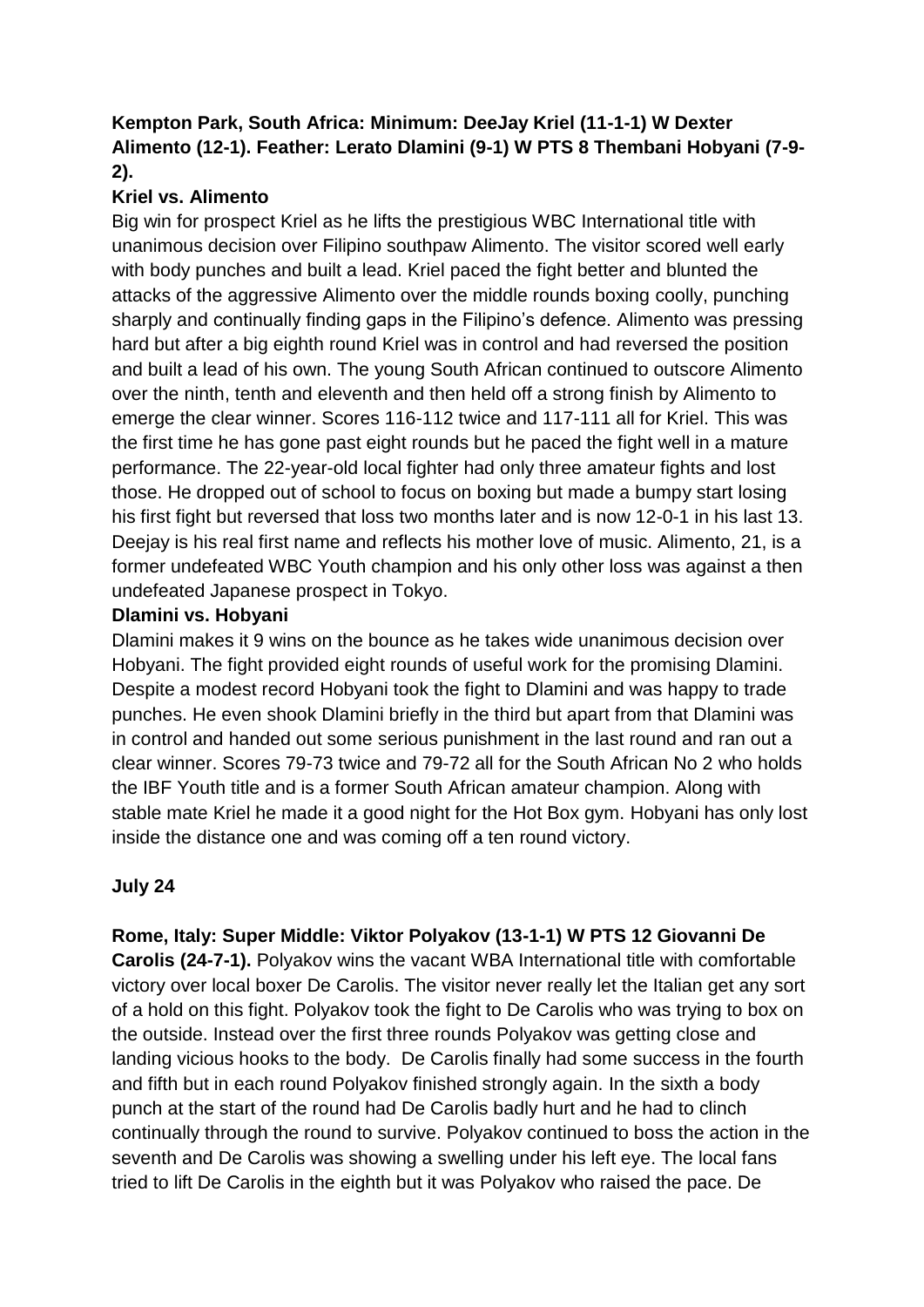**Kempton Park, South Africa: Minimum: DeeJay Kriel (11-1-1) W Dexter Alimento (12-1). Feather: Lerato Dlamini (9-1) W PTS 8 Thembani Hobyani (7-9-2).**

**Kriel vs. Alimento**

Big win for prospect Kriel as he lifts the prestigious WBC International title with unanimous decision over Filipino southpaw Alimento. The visitor scored well early with body punches and built a lead. Kriel paced the fight better and blunted the attacks of the aggressive Alimento over the middle rounds boxing coolly, punching sharply and continually finding gaps in the Filipino's defence. Alimento was pressing hard but after a big eighth round Kriel was in control and had reversed the position and built a lead of his own. The young South African continued to outscore Alimento over the ninth, tenth and eleventh and then held off a strong finish by Alimento to emerge the clear winner. Scores 116-112 twice and 117-111 all for Kriel. This was the first time he has gone past eight rounds but he paced the fight well in a mature performance. The 22-year-old local fighter had only three amateur fights and lost those. He dropped out of school to focus on boxing but made a bumpy start losing his first fight but reversed that loss two months later and is now 12-0-1 in his last 13. Deejay is his real first name and reflects his mother love of music. Alimento, 21, is a former undefeated WBC Youth champion and his only other loss was against a then undefeated Japanese prospect in Tokyo.

**Dlamini vs. Hobyani**

Dlamini makes it 9 wins on the bounce as he takes wide unanimous decision over Hobyani. The fight provided eight rounds of useful work for the promising Dlamini. Despite a modest record Hobyani took the fight to Dlamini and was happy to trade punches. He even shook Dlamini briefly in the third but apart from that Dlamini was in control and handed out some serious punishment in the last round and ran out a clear winner. Scores 79-73 twice and 79-72 all for the South African No 2 who holds the IBF Youth title and is a former South African amateur champion. Along with stable mate Kriel he made it a good night for the Hot Box gym. Hobyani has only lost inside the distance one and was coming off a ten round victory.

**July 24**

**Rome, Italy: Super Middle: Viktor Polyakov (13-1-1) W PTS 12 Giovanni De Carolis (24-7-1).** Polyakov wins the vacant WBA International title with comfortable victory over local boxer De Carolis. The visitor never really let the Italian get any sort of a hold on this fight. Polyakov took the fight to De Carolis who was trying to box on the outside. Instead over the first three rounds Polyakov was getting close and landing vicious hooks to the body. De Carolis finally had some success in the fourth and fifth but in each round Polyakov finished strongly again. In the sixth a body punch at the start of the round had De Carolis badly hurt and he had to clinch continually through the round to survive. Polyakov continued to boss the action in the seventh and De Carolis was showing a swelling under his left eye. The local fans tried to lift De Carolis in the eighth but it was Polyakov who raised the pace. De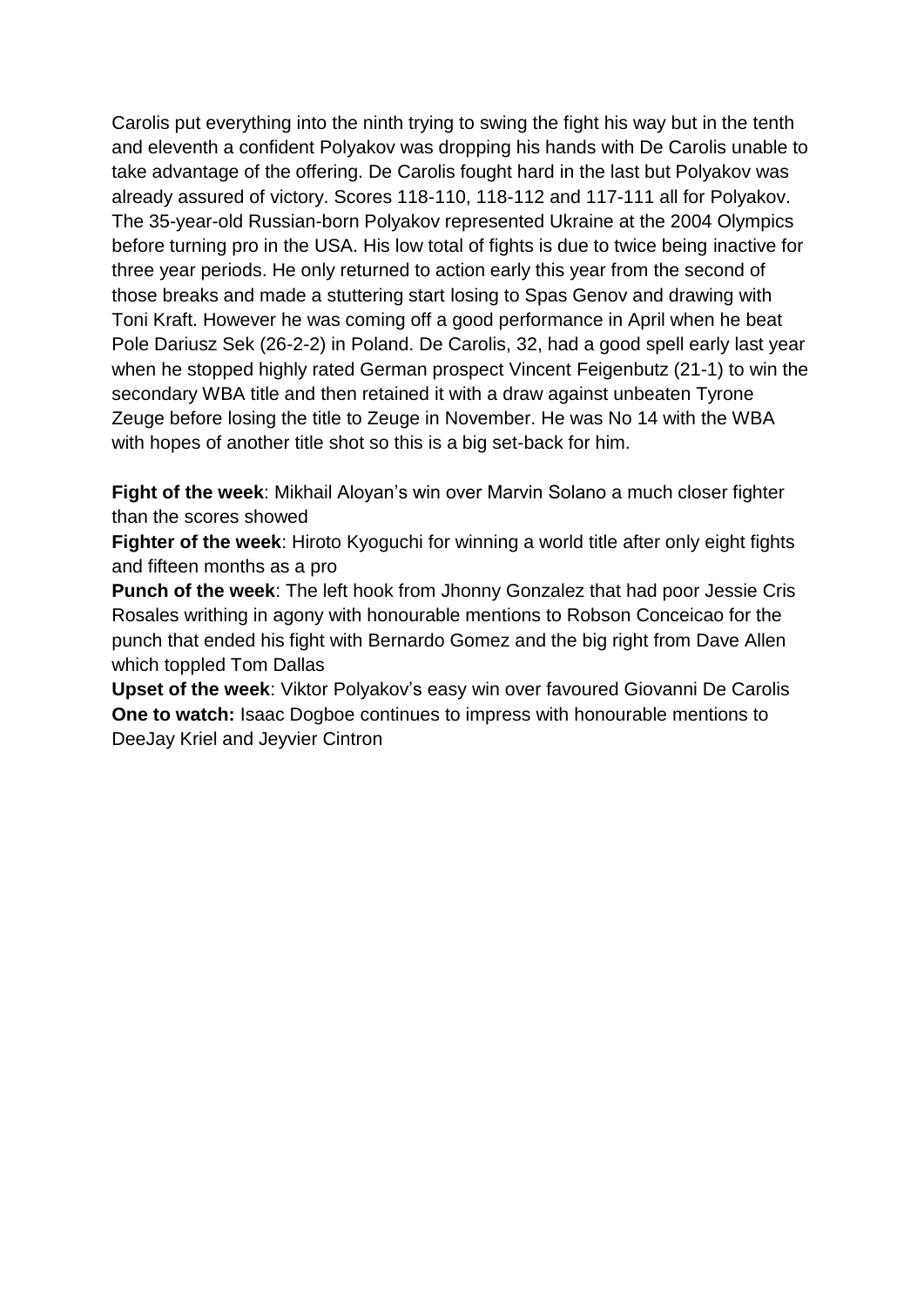Carolis put everything into the ninth trying to swing the fight his way but in the tenth and eleventh a confident Polyakov was dropping his hands with De Carolis unable to take advantage of the offering. De Carolis fought hard in the last but Polyakov was already assured of victory. Scores 118-110, 118-112 and 117-111 all for Polyakov. The 35-year-old Russian-born Polyakov represented Ukraine at the 2004 Olympics before turning pro in the USA. His low total of fights is due to twice being inactive for three year periods. He only returned to action early this year from the second of those breaks and made a stuttering start losing to Spas Genov and drawing with Toni Kraft. However he was coming off a good performance in April when he beat Pole Dariusz Sek (26-2-2) in Poland. De Carolis, 32, had a good spell early last year when he stopped highly rated German prospect Vincent Feigenbutz (21-1) to win the secondary WBA title and then retained it with a draw against unbeaten Tyrone Zeuge before losing the title to Zeuge in November. He was No 14 with the WBA with hopes of another title shot so this is a big set-back for him.

**Fight of the week**: Mikhail Aloyan's win over Marvin Solano a much closer fighter than the scores showed
**Fighter of the week**: Hiroto Kyoguchi for winning a world title after only eight fights and fifteen months as a pro
**Punch of the week**: The left hook from Jhonny Gonzalez that had poor Jessie Cris Rosales writhing in agony with honourable mentions to Robson Conceicao for the punch that ended his fight with Bernardo Gomez and the big right from Dave Allen which toppled Tom Dallas
**Upset of the week**: Viktor Polyakov's easy win over favoured Giovanni De Carolis
**One to watch:** Isaac Dogboe continues to impress with honourable mentions to DeeJay Kriel and Jeyvier Cintron